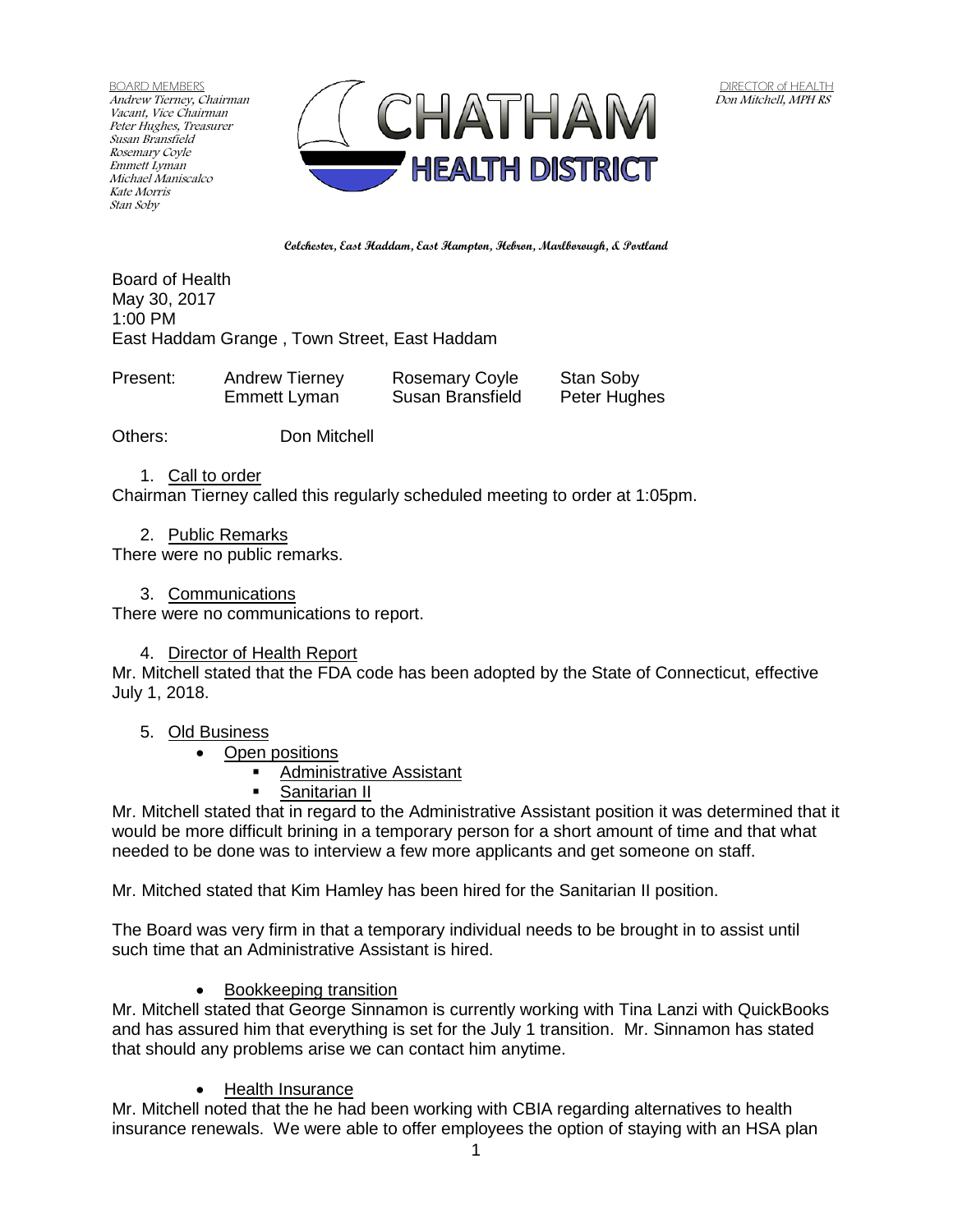BOARD MEMBERS
*Andrew Tierney, Chairman*
*Vacant, Vice Chairman*
*Peter Hughes, Treasurer*
*Susan Bransfield*
*Rosemary Coyle*
*Emmett Lyman*
*Michael Maniscalco*
*Kate Morris*
*Stan Soby*

# CHATHAM HEALTH DISTRICT

DIRECTOR of HEALTH
*Don Mitchell, MPH RS*

**Colchester, East Haddam, East Hampton, Hebron, Marlborough, & Portland**

Board of Health
May 30, 2017
1:00 PM
East Haddam Grange , Town Street, East Haddam

| Present: | Andrew Tierney | Rosemary Coyle | Stan Soby |
|---|---|---|---|
| | Emmett Lyman | Susan Bransfield | Peter Hughes |

Others: Don Mitchell

1. Call to order

Chairman Tierney called this regularly scheduled meeting to order at 1:05pm.

2. Public Remarks

There were no public remarks.

3. Communications

There were no communications to report.

4. Director of Health Report

Mr. Mitchell stated that the FDA code has been adopted by the State of Connecticut, effective July 1, 2018.

5. Old Business
   - Open positions
     - Administrative Assistant
     - Sanitarian II

Mr. Mitchell stated that in regard to the Administrative Assistant position it was determined that it would be more difficult brining in a temporary person for a short amount of time and that what needed to be done was to interview a few more applicants and get someone on staff.

Mr. Mitched stated that Kim Hamley has been hired for the Sanitarian II position.

The Board was very firm in that a temporary individual needs to be brought in to assist until such time that an Administrative Assistant is hired.

- Bookkeeping transition

Mr. Mitchell stated that George Sinnamon is currently working with Tina Lanzi with QuickBooks and has assured him that everything is set for the July 1 transition. Mr. Sinnamon has stated that should any problems arise we can contact him anytime.

- Health Insurance

Mr. Mitchell noted that the he had been working with CBIA regarding alternatives to health insurance renewals. We were able to offer employees the option of staying with an HSA plan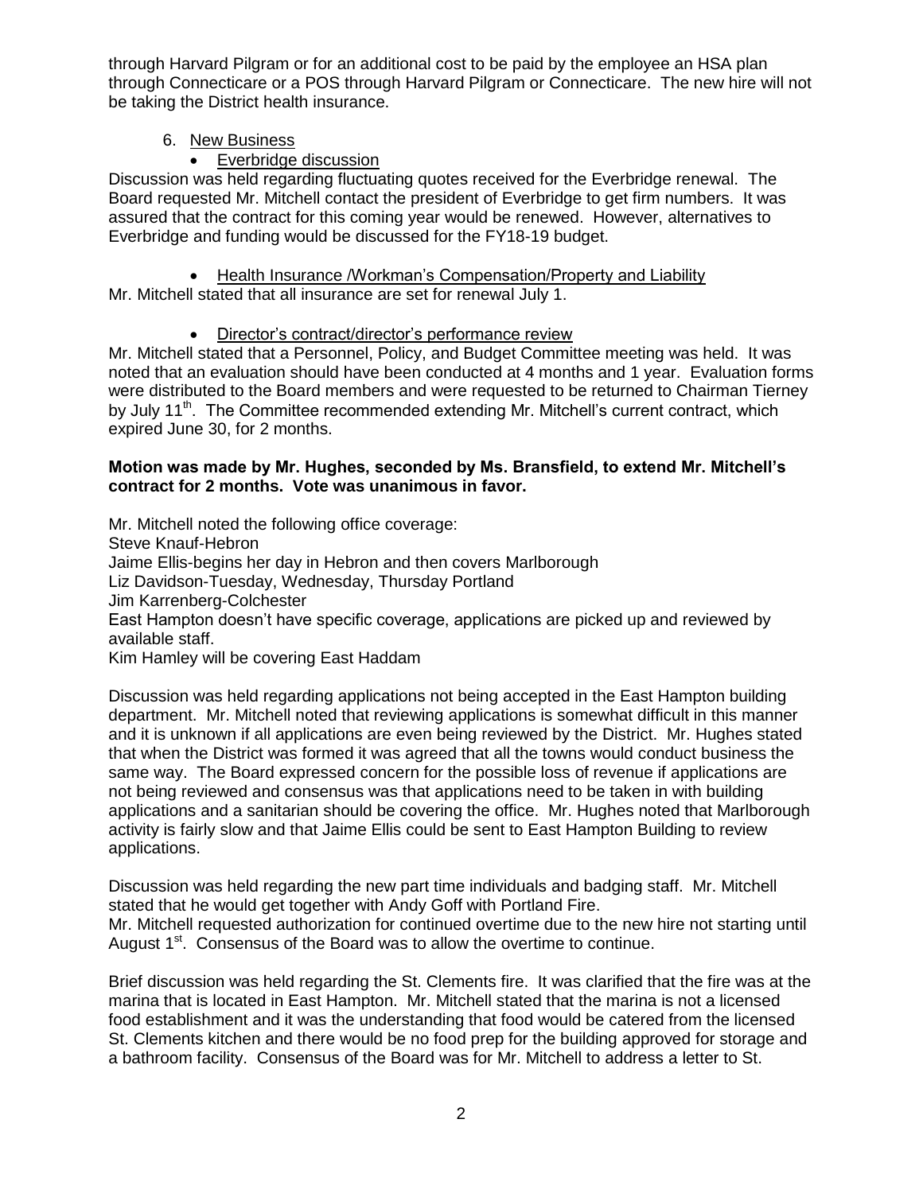through Harvard Pilgram or for an additional cost to be paid by the employee an HSA plan through Connecticare or a POS through Harvard Pilgram or Connecticare. The new hire will not be taking the District health insurance.

6. New Business
   - Everbridge discussion

Discussion was held regarding fluctuating quotes received for the Everbridge renewal. The Board requested Mr. Mitchell contact the president of Everbridge to get firm numbers. It was assured that the contract for this coming year would be renewed. However, alternatives to Everbridge and funding would be discussed for the FY18-19 budget.

   - Health Insurance /Workman's Compensation/Property and Liability

Mr. Mitchell stated that all insurance are set for renewal July 1.

   - Director's contract/director's performance review

Mr. Mitchell stated that a Personnel, Policy, and Budget Committee meeting was held. It was noted that an evaluation should have been conducted at 4 months and 1 year. Evaluation forms were distributed to the Board members and were requested to be returned to Chairman Tierney by July 11th. The Committee recommended extending Mr. Mitchell's current contract, which expired June 30, for 2 months.

**Motion was made by Mr. Hughes, seconded by Ms. Bransfield, to extend Mr. Mitchell's contract for 2 months. Vote was unanimous in favor.**

Mr. Mitchell noted the following office coverage:
Steve Knauf-Hebron
Jaime Ellis-begins her day in Hebron and then covers Marlborough
Liz Davidson-Tuesday, Wednesday, Thursday Portland
Jim Karrenberg-Colchester
East Hampton doesn't have specific coverage, applications are picked up and reviewed by available staff.
Kim Hamley will be covering East Haddam

Discussion was held regarding applications not being accepted in the East Hampton building department. Mr. Mitchell noted that reviewing applications is somewhat difficult in this manner and it is unknown if all applications are even being reviewed by the District. Mr. Hughes stated that when the District was formed it was agreed that all the towns would conduct business the same way. The Board expressed concern for the possible loss of revenue if applications are not being reviewed and consensus was that applications need to be taken in with building applications and a sanitarian should be covering the office. Mr. Hughes noted that Marlborough activity is fairly slow and that Jaime Ellis could be sent to East Hampton Building to review applications.

Discussion was held regarding the new part time individuals and badging staff. Mr. Mitchell stated that he would get together with Andy Goff with Portland Fire.
Mr. Mitchell requested authorization for continued overtime due to the new hire not starting until August 1st. Consensus of the Board was to allow the overtime to continue.

Brief discussion was held regarding the St. Clements fire. It was clarified that the fire was at the marina that is located in East Hampton. Mr. Mitchell stated that the marina is not a licensed food establishment and it was the understanding that food would be catered from the licensed St. Clements kitchen and there would be no food prep for the building approved for storage and a bathroom facility. Consensus of the Board was for Mr. Mitchell to address a letter to St.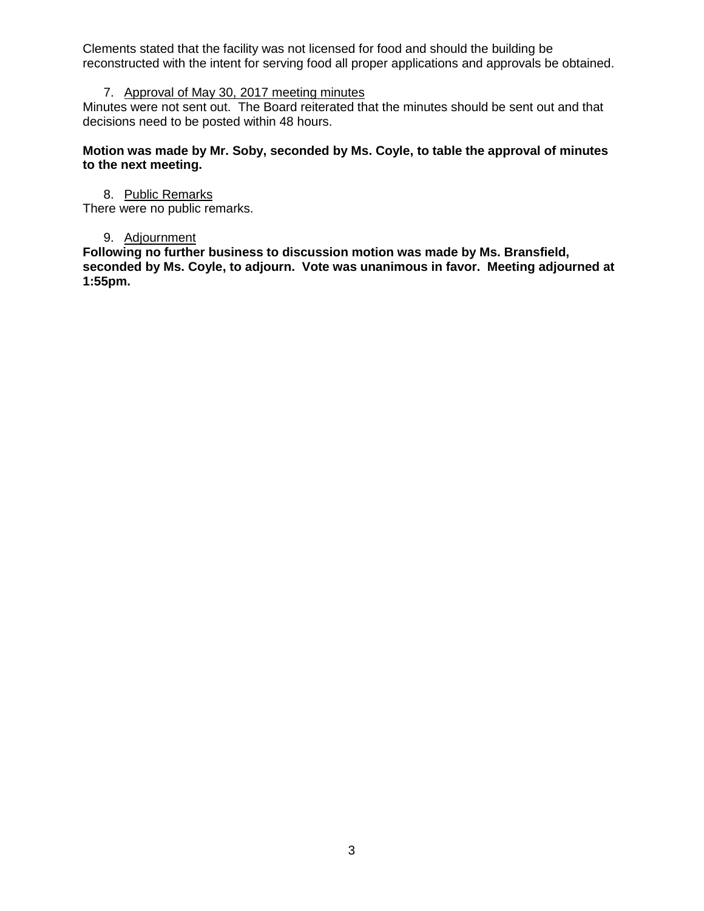Clements stated that the facility was not licensed for food and should the building be reconstructed with the intent for serving food all proper applications and approvals be obtained.

7. Approval of May 30, 2017 meeting minutes

Minutes were not sent out. The Board reiterated that the minutes should be sent out and that decisions need to be posted within 48 hours.

**Motion was made by Mr. Soby, seconded by Ms. Coyle, to table the approval of minutes to the next meeting.**

8. Public Remarks

There were no public remarks.

9. Adjournment

**Following no further business to discussion motion was made by Ms. Bransfield, seconded by Ms. Coyle, to adjourn. Vote was unanimous in favor. Meeting adjourned at 1:55pm.**